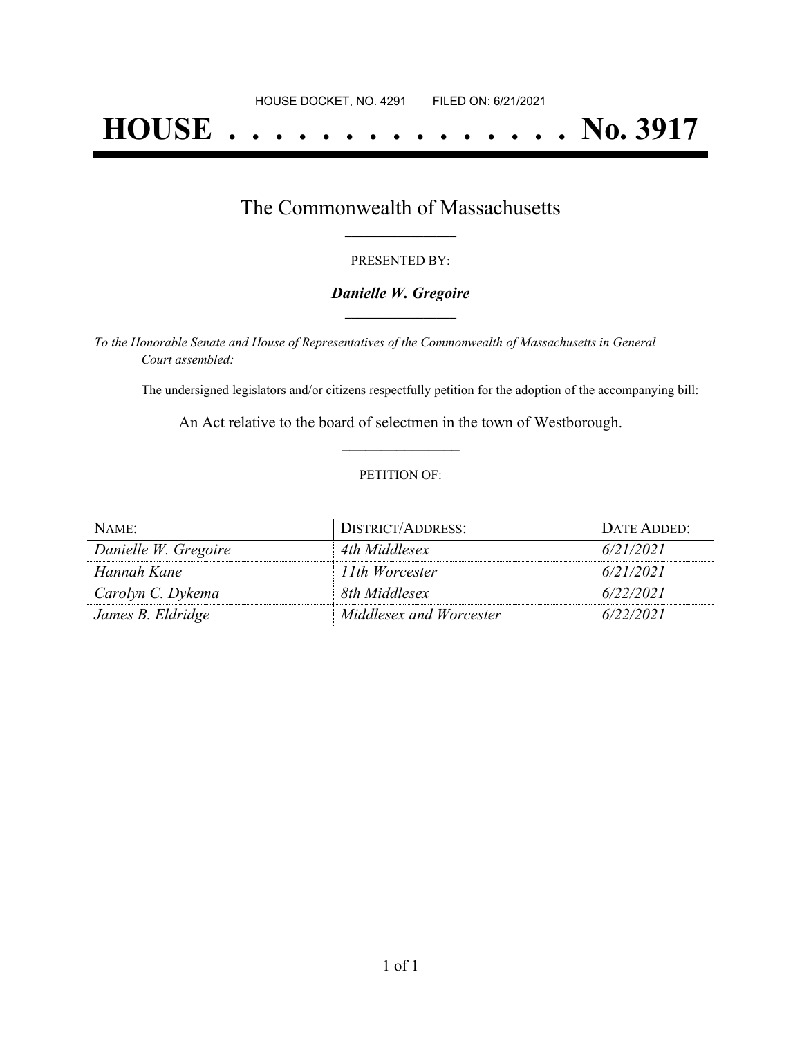HOUSE DOCKET, NO. 4291 FILED ON: 6/21/2021

# HOUSE . . . . . . . . . . . . . . . No. 3917

## The Commonwealth of Massachusetts

PRESENTED BY:

***Danielle W. Gregoire***

*To the Honorable Senate and House of Representatives of the Commonwealth of Massachusetts in General Court assembled:*

The undersigned legislators and/or citizens respectfully petition for the adoption of the accompanying bill:

An Act relative to the board of selectmen in the town of Westborough.

PETITION OF:

| NAME: | DISTRICT/ADDRESS: | DATE ADDED: |
|---|---|---|
| *Danielle W. Gregoire* | *4th Middlesex* | *6/21/2021* |
| *Hannah Kane* | *11th Worcester* | *6/21/2021* |
| *Carolyn C. Dykema* | *8th Middlesex* | *6/22/2021* |
| *James B. Eldridge* | *Middlesex and Worcester* | *6/22/2021* |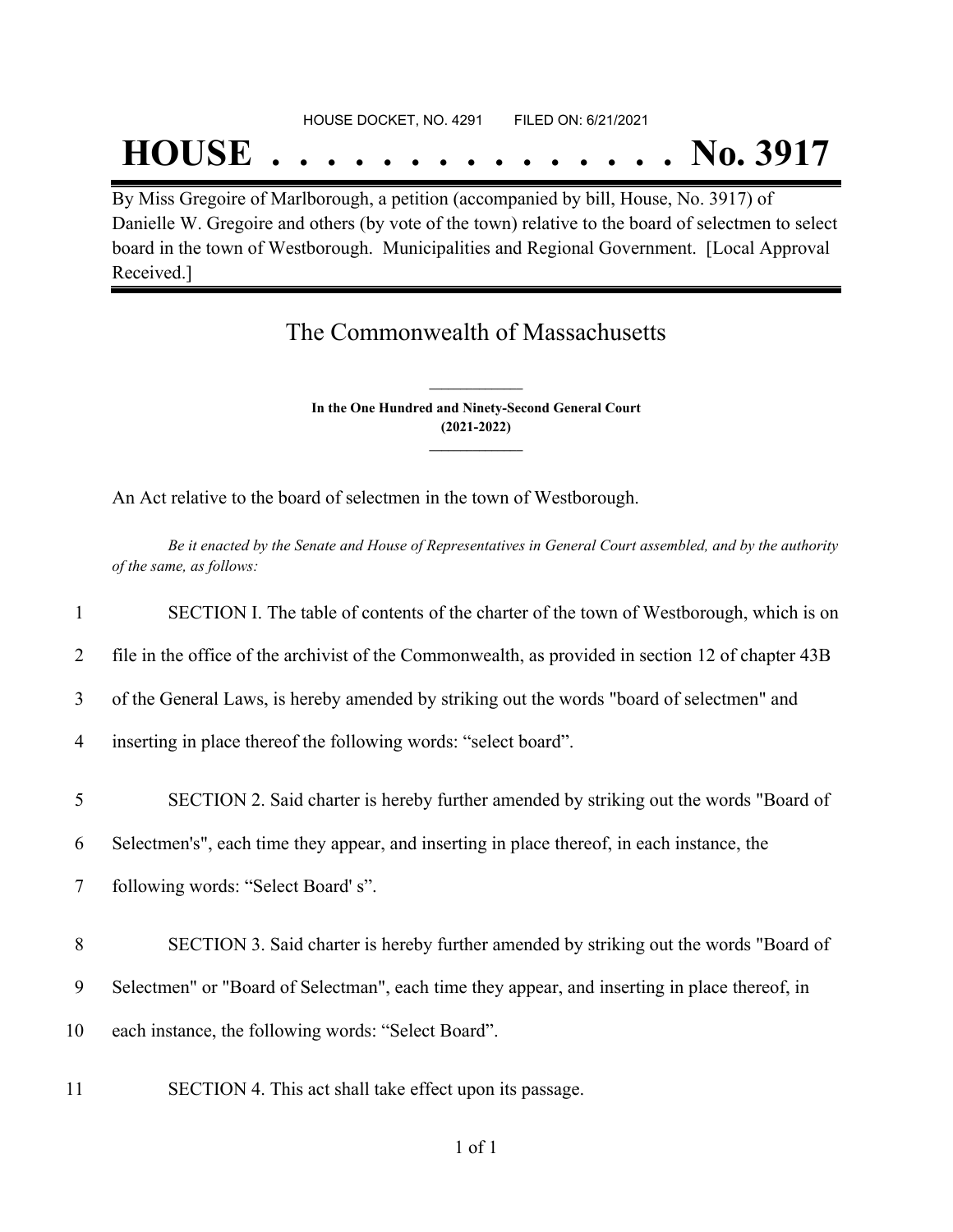HOUSE DOCKET, NO. 4291 FILED ON: 6/21/2021

# HOUSE . . . . . . . . . . . . . . . No. 3917

By Miss Gregoire of Marlborough, a petition (accompanied by bill, House, No. 3917) of Danielle W. Gregoire and others (by vote of the town) relative to the board of selectmen to select board in the town of Westborough. Municipalities and Regional Government. [Local Approval Received.]

## The Commonwealth of Massachusetts

**In the One Hundred and Ninety-Second General Court**
**(2021-2022)**

An Act relative to the board of selectmen in the town of Westborough.

*Be it enacted by the Senate and House of Representatives in General Court assembled, and by the authority of the same, as follows:*

1 SECTION I. The table of contents of the charter of the town of Westborough, which is on
2 file in the office of the archivist of the Commonwealth, as provided in section 12 of chapter 43B
3 of the General Laws, is hereby amended by striking out the words "board of selectmen" and
4 inserting in place thereof the following words: “select board”.

5 SECTION 2. Said charter is hereby further amended by striking out the words "Board of
6 Selectmen's", each time they appear, and inserting in place thereof, in each instance, the
7 following words: “Select Board' s”.

8 SECTION 3. Said charter is hereby further amended by striking out the words "Board of
9 Selectmen" or "Board of Selectman", each time they appear, and inserting in place thereof, in
10 each instance, the following words: “Select Board”.

11 SECTION 4. This act shall take effect upon its passage.